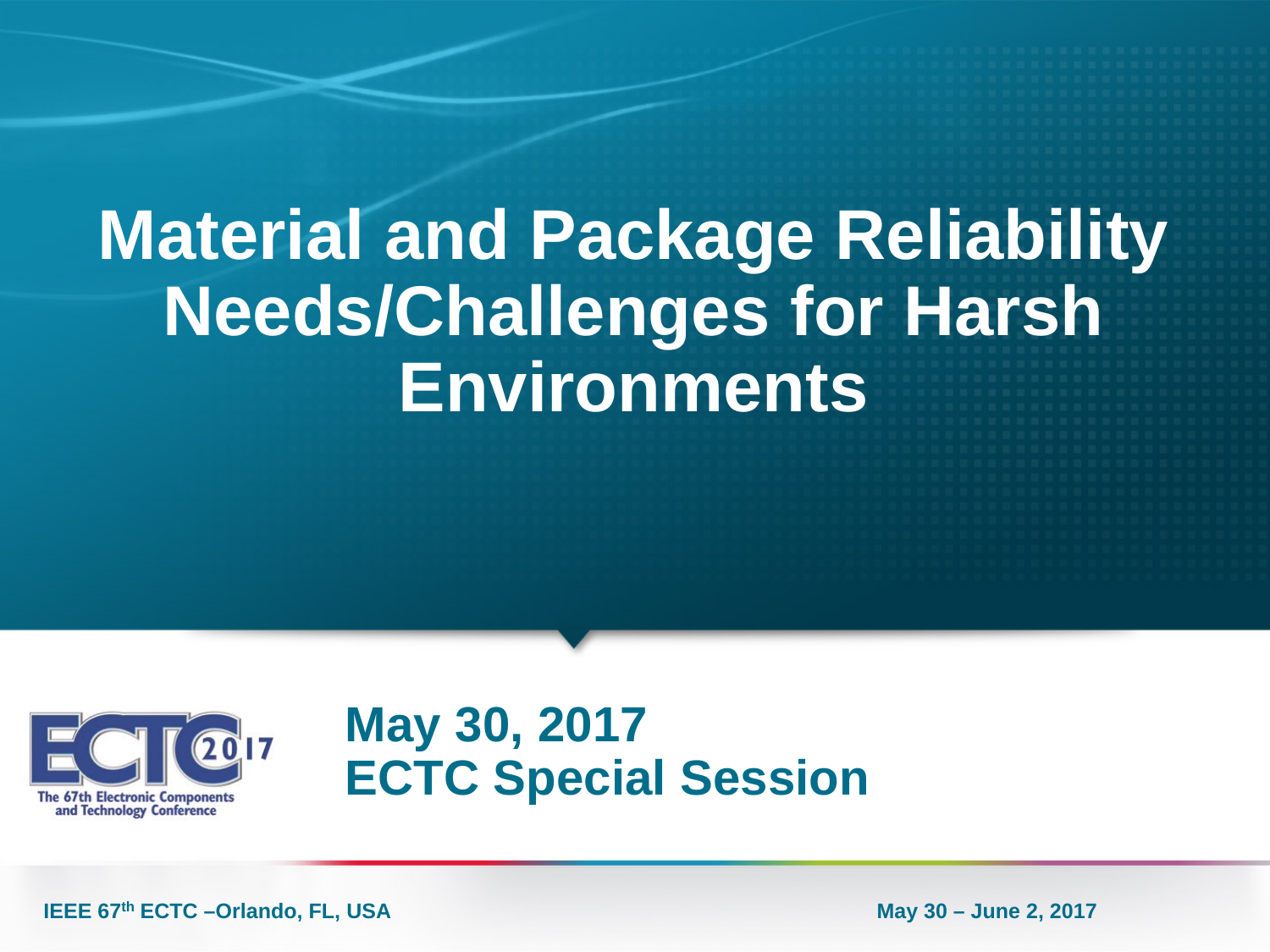# Material and Package Reliability Needs/Challenges for Harsh Environments

The 67th Electronic Components and Technology Conference

**May 30, 2017**
**ECTC Special Session**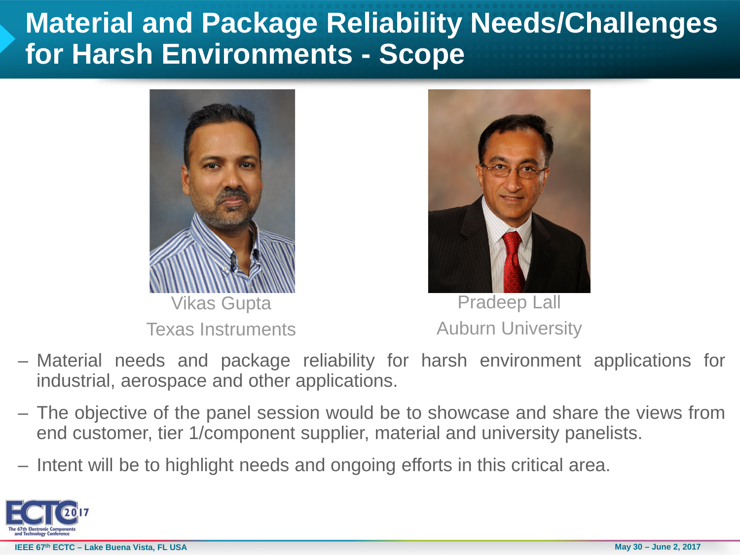# Material and Package Reliability Needs/Challenges for Harsh Environments - Scope

Vikas Gupta
Texas Instruments

Pradeep Lall
Auburn University

- Material needs and package reliability for harsh environment applications for industrial, aerospace and other applications.
- The objective of the panel session would be to showcase and share the views from end customer, tier 1/component supplier, material and university panelists.
- Intent will be to highlight needs and ongoing efforts in this critical area.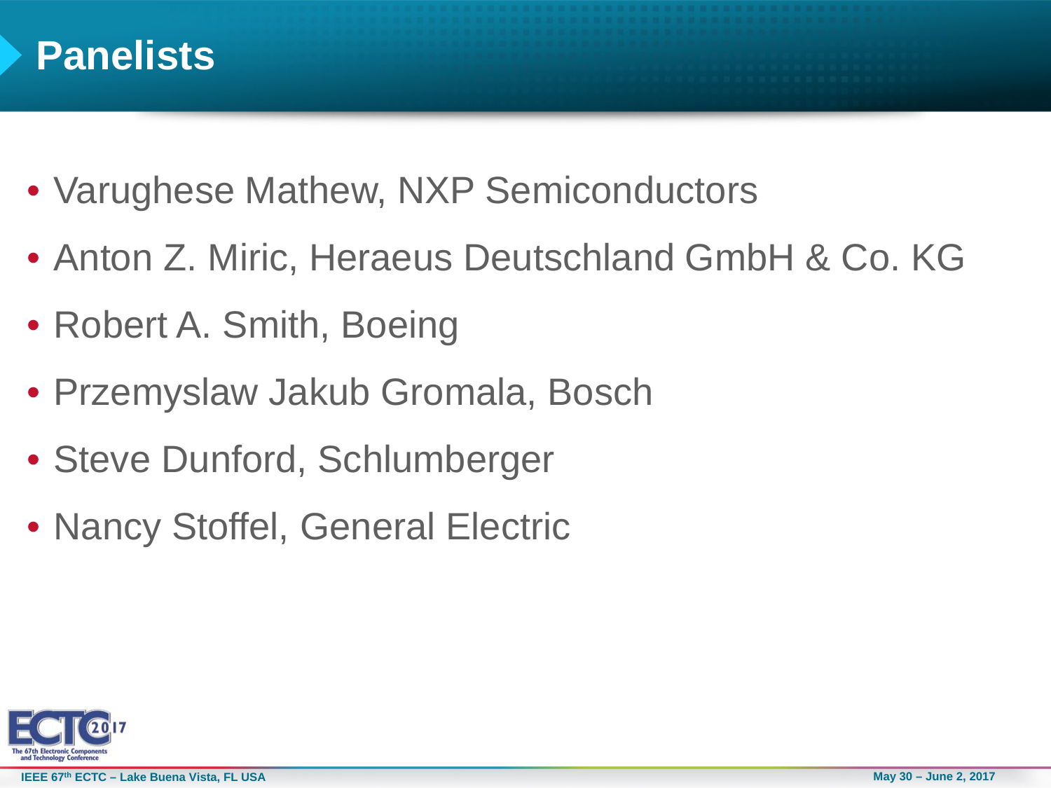# Panelists

- Varughese Mathew, NXP Semiconductors
- Anton Z. Miric, Heraeus Deutschland GmbH & Co. KG
- Robert A. Smith, Boeing
- Przemyslaw Jakub Gromala, Bosch
- Steve Dunford, Schlumberger
- Nancy Stoffel, General Electric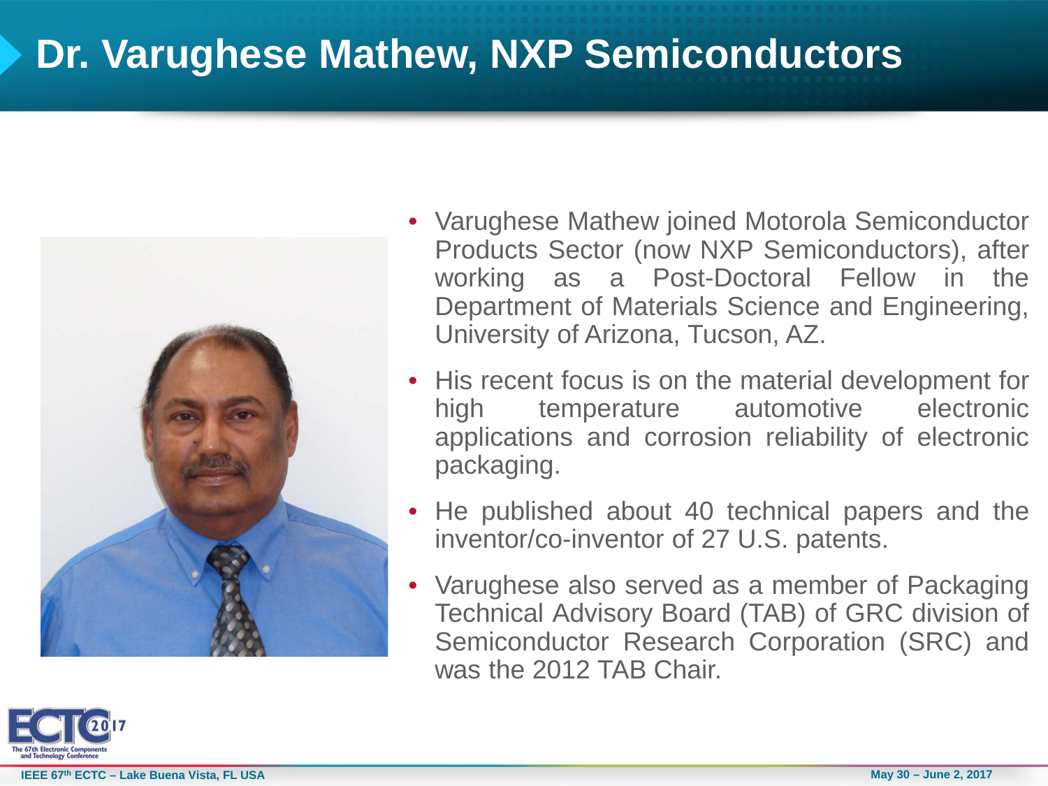# Dr. Varughese Mathew, NXP Semiconductors

- Varughese Mathew joined Motorola Semiconductor Products Sector (now NXP Semiconductors), after working as a Post-Doctoral Fellow in the Department of Materials Science and Engineering, University of Arizona, Tucson, AZ.
- His recent focus is on the material development for high temperature automotive electronic applications and corrosion reliability of electronic packaging.
- He published about 40 technical papers and the inventor/co-inventor of 27 U.S. patents.
- Varughese also served as a member of Packaging Technical Advisory Board (TAB) of GRC division of Semiconductor Research Corporation (SRC) and was the 2012 TAB Chair.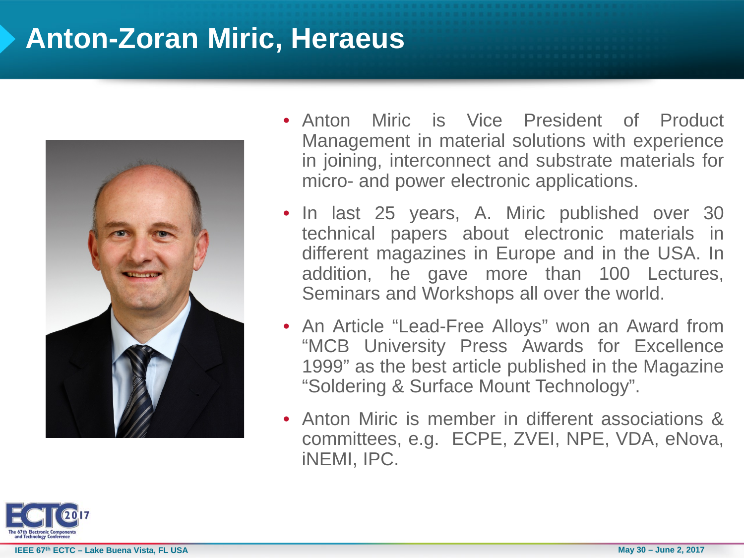# Anton-Zoran Miric, Heraeus

- Anton Miric is Vice President of Product Management in material solutions with experience in joining, interconnect and substrate materials for micro- and power electronic applications.
- In last 25 years, A. Miric published over 30 technical papers about electronic materials in different magazines in Europe and in the USA. In addition, he gave more than 100 Lectures, Seminars and Workshops all over the world.
- An Article “Lead-Free Alloys” won an Award from “MCB University Press Awards for Excellence 1999” as the best article published in the Magazine “Soldering & Surface Mount Technology”.
- Anton Miric is member in different associations & committees, e.g. ECPE, ZVEI, NPE, VDA, eNova, iNEMI, IPC.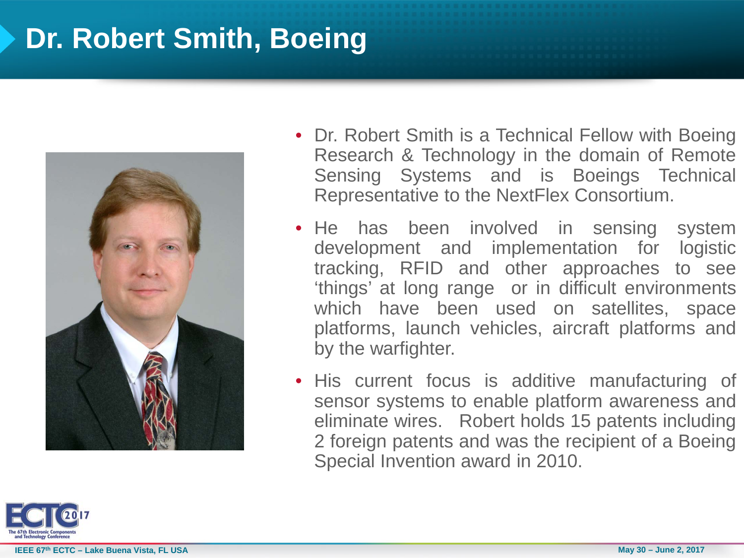# Dr. Robert Smith, Boeing

- Dr. Robert Smith is a Technical Fellow with Boeing Research & Technology in the domain of Remote Sensing Systems and is Boeings Technical Representative to the NextFlex Consortium.
- He has been involved in sensing system development and implementation for logistic tracking, RFID and other approaches to see 'things' at long range or in difficult environments which have been used on satellites, space platforms, launch vehicles, aircraft platforms and by the warfighter.
- His current focus is additive manufacturing of sensor systems to enable platform awareness and eliminate wires. Robert holds 15 patents including 2 foreign patents and was the recipient of a Boeing Special Invention award in 2010.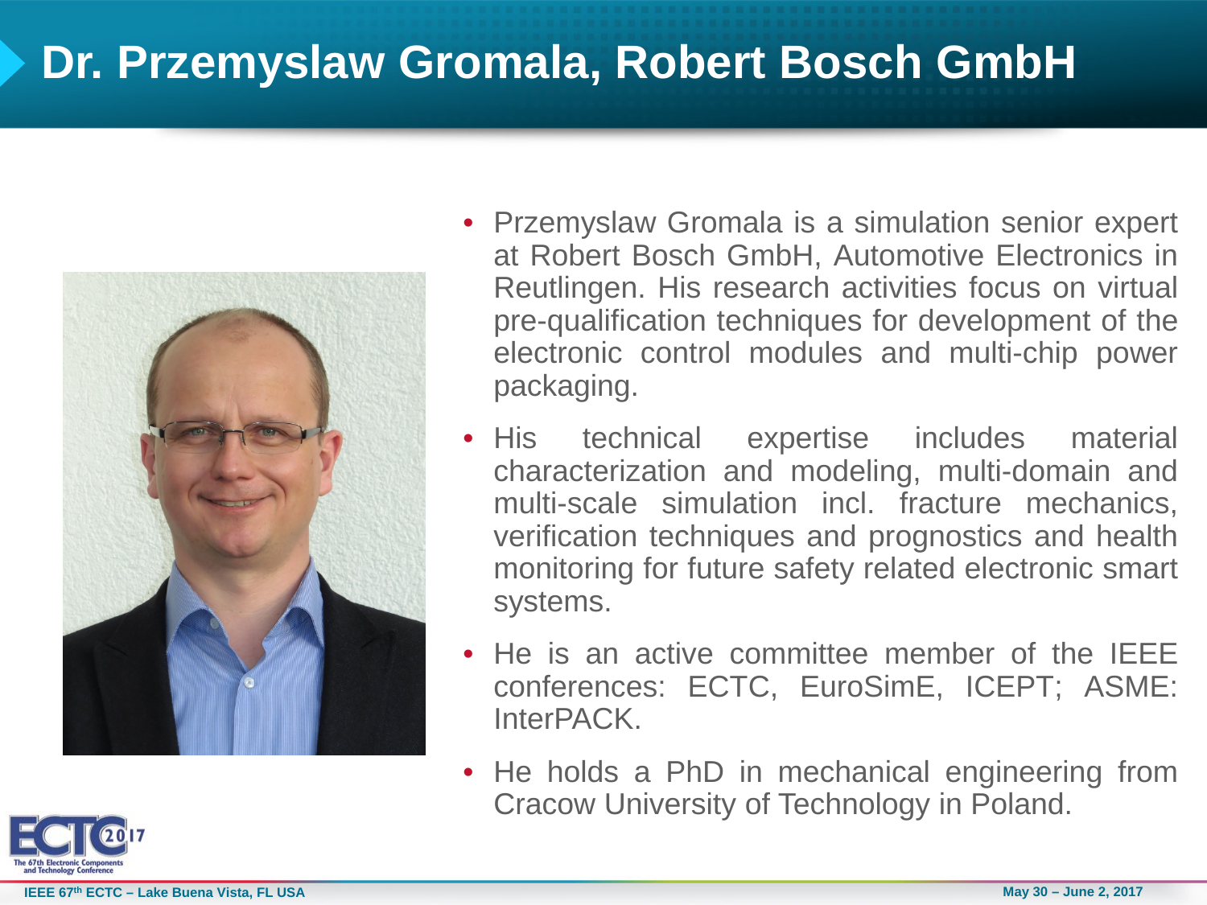# Dr. Przemyslaw Gromala, Robert Bosch GmbH

- Przemyslaw Gromala is a simulation senior expert at Robert Bosch GmbH, Automotive Electronics in Reutlingen. His research activities focus on virtual pre-qualification techniques for development of the electronic control modules and multi-chip power packaging.
- His technical expertise includes material characterization and modeling, multi-domain and multi-scale simulation incl. fracture mechanics, verification techniques and prognostics and health monitoring for future safety related electronic smart systems.
- He is an active committee member of the IEEE conferences: ECTC, EuroSimE, ICEPT; ASME: InterPACK.
- He holds a PhD in mechanical engineering from Cracow University of Technology in Poland.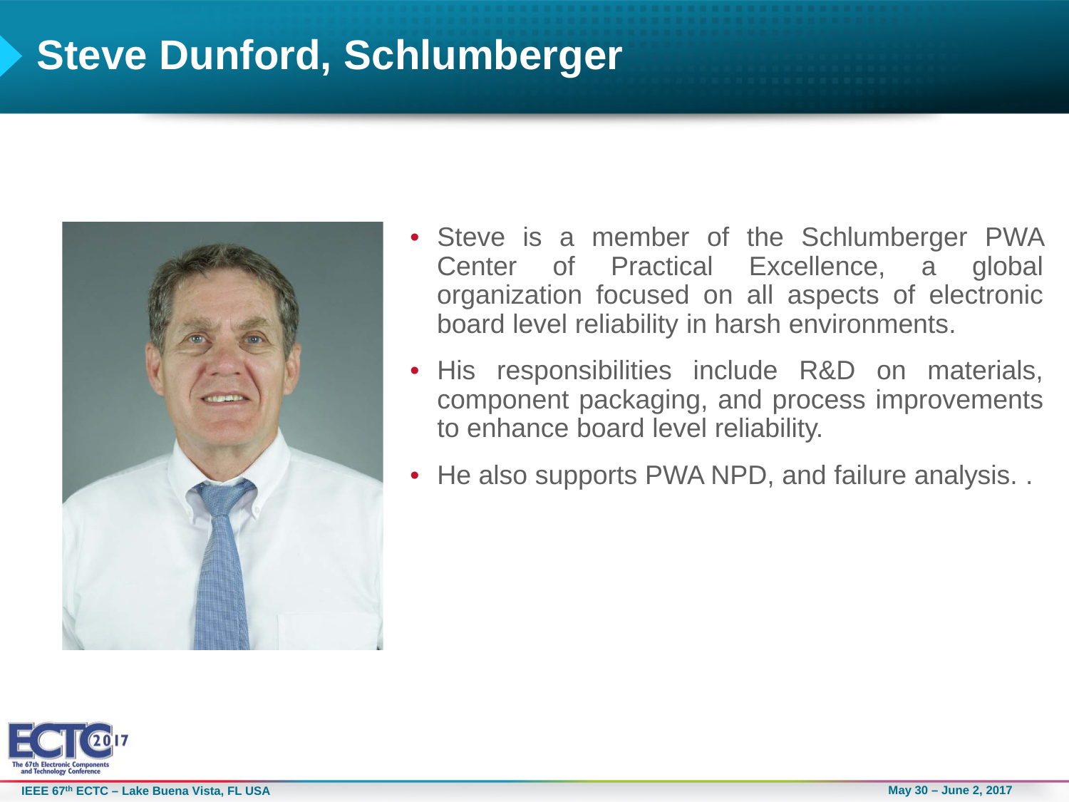# Steve Dunford, Schlumberger

- Steve is a member of the Schlumberger PWA Center of Practical Excellence, a global organization focused on all aspects of electronic board level reliability in harsh environments.
- His responsibilities include R&D on materials, component packaging, and process improvements to enhance board level reliability.
- He also supports PWA NPD, and failure analysis. .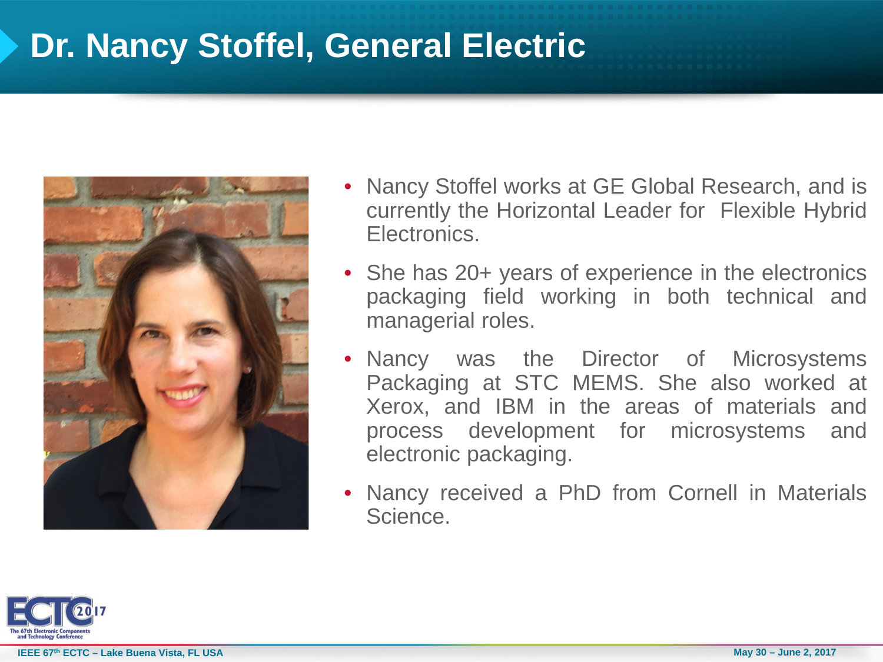# Dr. Nancy Stoffel, General Electric

- Nancy Stoffel works at GE Global Research, and is currently the Horizontal Leader for Flexible Hybrid Electronics.
- She has 20+ years of experience in the electronics packaging field working in both technical and managerial roles.
- Nancy was the Director of Microsystems Packaging at STC MEMS. She also worked at Xerox, and IBM in the areas of materials and process development for microsystems and electronic packaging.
- Nancy received a PhD from Cornell in Materials Science.